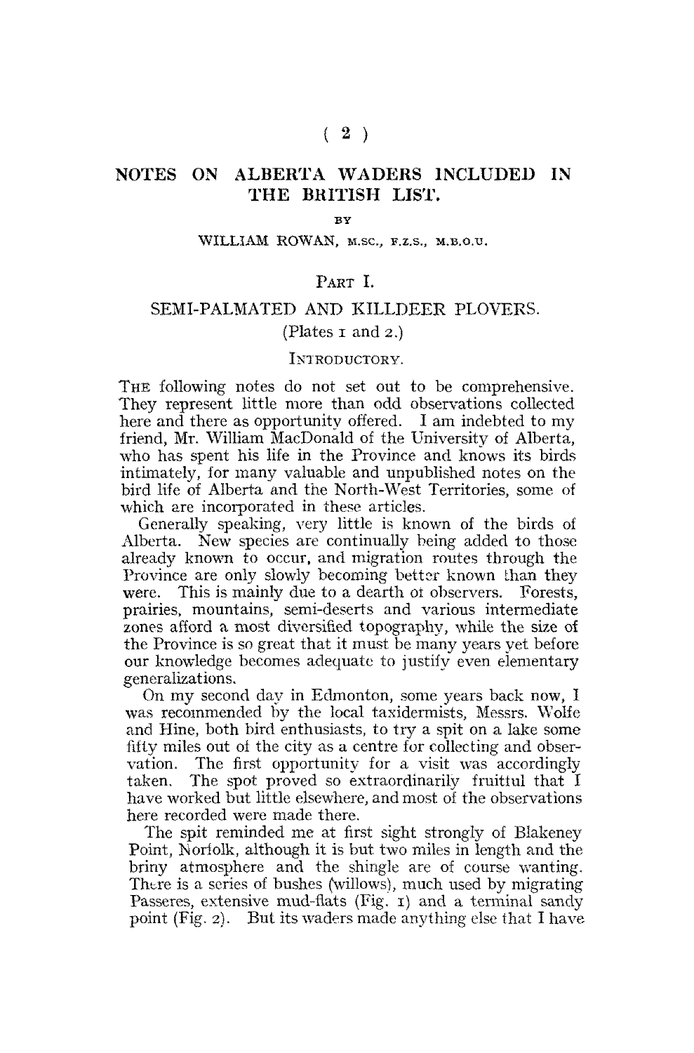# NOTES ON ALBERTA WADERS INCLUDED IN THE BRITISH LIST.

BY

WILLIAM ROWAN, M.SC., F.Z.S., M.B.O.U.

## PART I.

## SEMI-PALMATED AND KILLDEER PLOVERS.

(Plates 1 and 2.)

### INTRODUCTORY.

THE following notes do not set out to be comprehensive. They represent little more than odd observations collected here and there as opportunity offered. I am indebted to my friend, Mr. William MacDonald of the University of Alberta, who has spent his life in the Province and knows its birds intimately, for many valuable and unpublished notes on the bird life of Alberta and the North-West Territories, some of which are incorporated in these articles.

Generally speaking, very little is known of the birds of Alberta. New species are continually being added to those already known to occur, and migration routes through the Province are only slowly becoming better known than they were. This is mainly due to a dearth of observers. Forests, prairies, mountains, semi-deserts and various intermediate zones afford a most diversified topography, while the size of the Province is so great that it must be many years yet before our knowledge becomes adequate to justify even elementary generalizations.

On my second day in Edmonton, some years back now, I was recommended by the local taxidermists, Messrs. Wolfe and Hine, both bird enthusiasts, to try a spit on a lake some fifty miles out of the city as a centre for collecting and observation. The first opportunity for a visit was accordingly taken. The spot proved so extraordinarily fruitful that I have worked but little elsewhere, and most of the observations here recorded were made there.

The spit reminded me at first sight strongly of Blakeney Point, Norfolk, although it is but two miles in length and the briny atmosphere and the shingle are of course wanting. There is a series of bushes (willows), much used by migrating Passeres, extensive mud-flats (Fig. 1) and a terminal sandy point (Fig. 2). But its waders made anything else that I have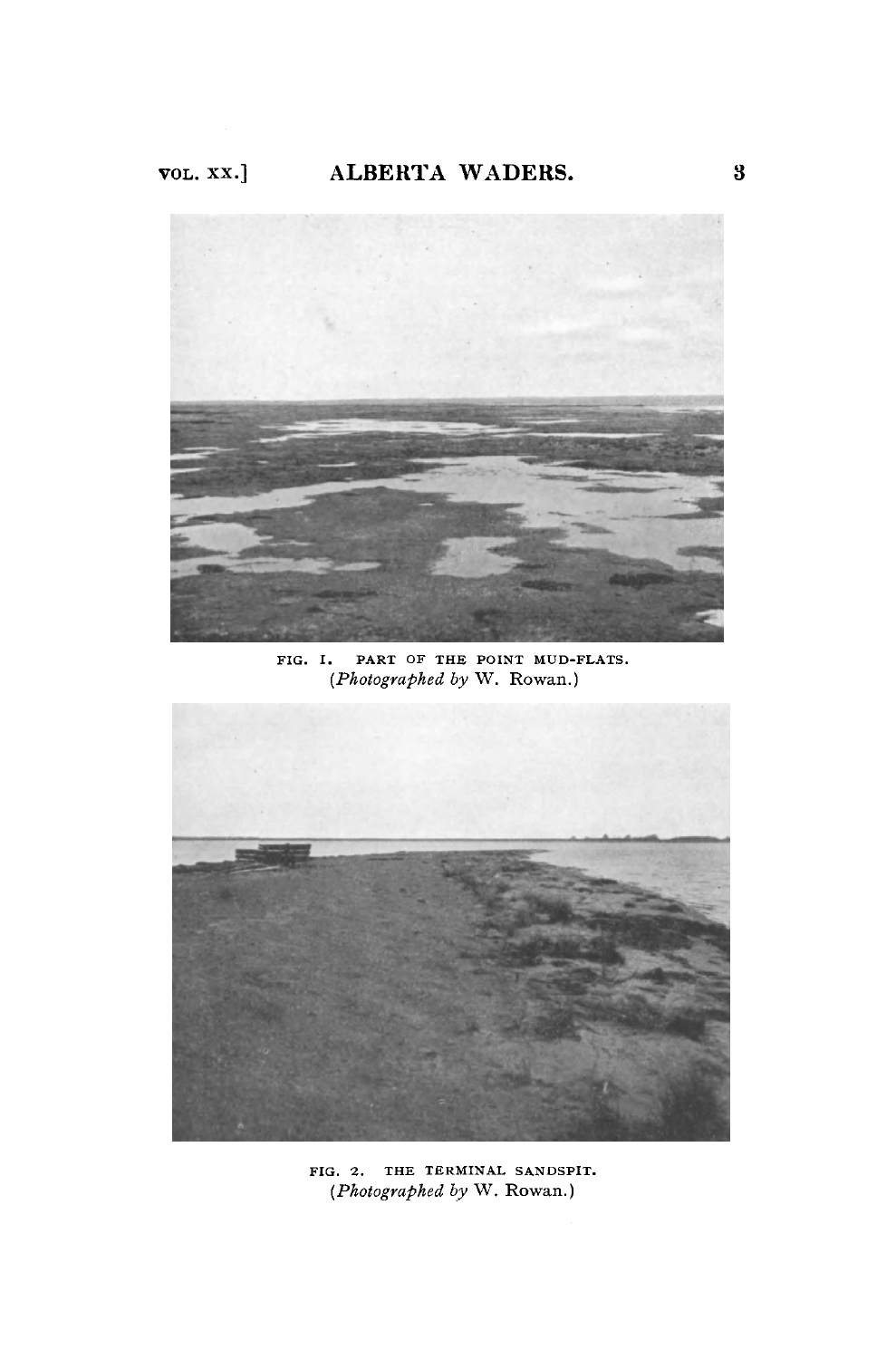FIG. I. PART OF THE POINT MUD-FLATS.
(*Photographed by* W. Rowan.)

FIG. 2. THE TERMINAL SANDSPIT.
(*Photographed by* W. Rowan.)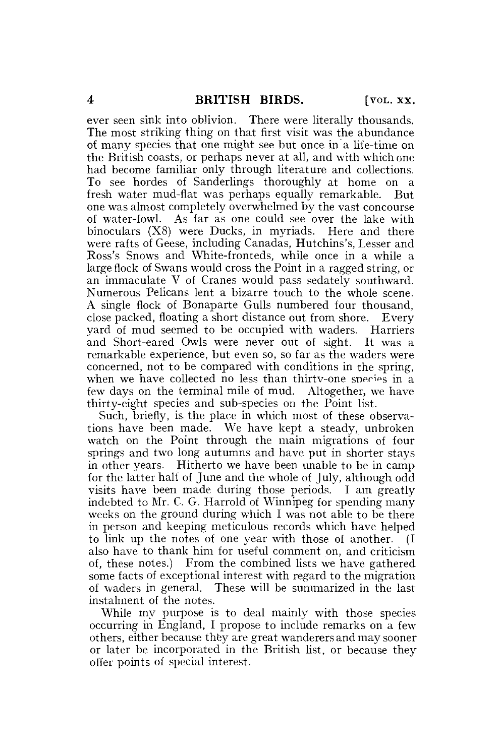ever seen sink into oblivion. There were literally thousands. The most striking thing on that first visit was the abundance of many species that one might see but once in a life-time on the British coasts, or perhaps never at all, and with which one had become familiar only through literature and collections. To see hordes of Sanderlings thoroughly at home on a fresh water mud-flat was perhaps equally remarkable. But one was almost completely overwhelmed by the vast concourse of water-fowl. As far as one could see over the lake with binoculars (X8) were Ducks, in myriads. Here and there were rafts of Geese, including Canadas, Hutchins's, Lesser and Ross's Snows and White-fronteds, while once in a while a large flock of Swans would cross the Point in a ragged string, or an immaculate V of Cranes would pass sedately southward. Numerous Pelicans lent a bizarre touch to the whole scene. A single flock of Bonaparte Gulls numbered four thousand, close packed, floating a short distance out from shore. Every yard of mud seemed to be occupied with waders. Harriers and Short-eared Owls were never out of sight. It was a remarkable experience, but even so, so far as the waders were concerned, not to be compared with conditions in the spring, when we have collected no less than thirty-one species in a few days on the terminal mile of mud. Altogether, we have thirty-eight species and sub-species on the Point list.

Such, briefly, is the place in which most of these observations have been made. We have kept a steady, unbroken watch on the Point through the main migrations of four springs and two long autumns and have put in shorter stays in other years. Hitherto we have been unable to be in camp for the latter half of June and the whole of July, although odd visits have been made during those periods. I am greatly indebted to Mr. C. G. Harrold of Winnipeg for spending many weeks on the ground during which I was not able to be there in person and keeping meticulous records which have helped to link up the notes of one year with those of another. (I also have to thank him for useful comment on, and criticism of, these notes.) From the combined lists we have gathered some facts of exceptional interest with regard to the migration of waders in general. These will be summarized in the last instalment of the notes.

While my purpose is to deal mainly with those species occurring in England, I propose to include remarks on a few others, either because they are great wanderers and may sooner or later be incorporated in the British list, or because they offer points of special interest.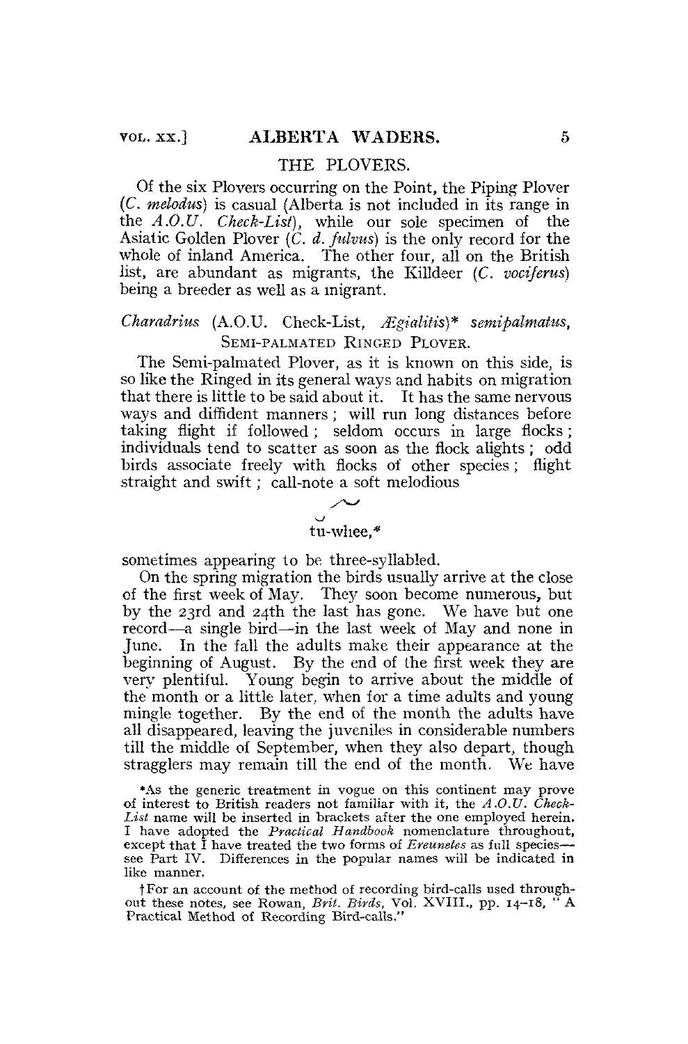## THE PLOVERS.

Of the six Plovers occurring on the Point, the Piping Plover (*C. melodus*) is casual (Alberta is not included in its range in the *A.O.U. Check-List*), while our sole specimen of the Asiatic Golden Plover (*C. d. fulvus*) is the only record for the whole of inland America. The other four, all on the British list, are abundant as migrants, the Killdeer (*C. vociferus*) being a breeder as well as a migrant.

### *Charadrius* (A.O.U. Check-List, *Ægialitis*)* *semipalmatus*, SEMI-PALMATED RINGED PLOVER.

The Semi-palmated Plover, as it is known on this side, is so like the Ringed in its general ways and habits on migration that there is little to be said about it. It has the same nervous ways and diffident manners; will run long distances before taking flight if followed; seldom occurs in large flocks; individuals tend to scatter as soon as the flock alights; odd birds associate freely with flocks of other species; flight straight and swift; call-note a soft melodious

tu-whee,†

sometimes appearing to be three-syllabled.

On the spring migration the birds usually arrive at the close of the first week of May. They soon become numerous, but by the 23rd and 24th the last has gone. We have but one record—a single bird—in the last week of May and none in June. In the fall the adults make their appearance at the beginning of August. By the end of the first week they are very plentiful. Young begin to arrive about the middle of the month or a little later, when for a time adults and young mingle together. By the end of the month the adults have all disappeared, leaving the juveniles in considerable numbers till the middle of September, when they also depart, though stragglers may remain till the end of the month. We have

*As the generic treatment in vogue on this continent may prove of interest to British readers not familiar with it, the *A.O.U. Check-List* name will be inserted in brackets after the one employed herein. I have adopted the *Practical Handbook* nomenclature throughout, except that I have treated the two forms of *Ereunetes* as full species—see Part IV. Differences in the popular names will be indicated in like manner.

†For an account of the method of recording bird-calls used throughout these notes, see Rowan, *Brit. Birds*, Vol. XVIII., pp. 14–18, "A Practical Method of Recording Bird-calls."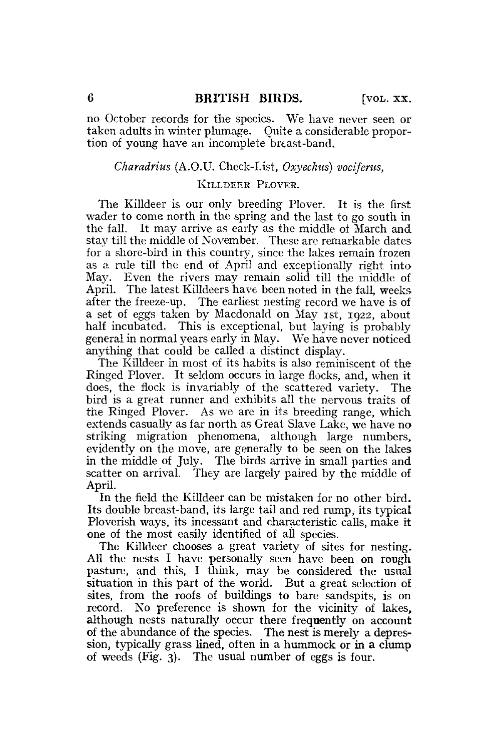no October records for the species. We have never seen or taken adults in winter plumage. Quite a considerable proportion of young have an incomplete breast-band.

### *Charadrius* (A.O.U. Check-List, *Oxyechus*) *vociferus*, KILLDEER PLOVER.

The Killdeer is our only breeding Plover. It is the first wader to come north in the spring and the last to go south in the fall. It may arrive as early as the middle of March and stay till the middle of November. These are remarkable dates for a shore-bird in this country, since the lakes remain frozen as a rule till the end of April and exceptionally right into May. Even the rivers may remain solid till the middle of April. The latest Killdeers have been noted in the fall, weeks after the freeze-up. The earliest nesting record we have is of a set of eggs taken by Macdonald on May 1st, 1922, about half incubated. This is exceptional, but laying is probably general in normal years early in May. We have never noticed anything that could be called a distinct display.

The Killdeer in most of its habits is also reminiscent of the Ringed Plover. It seldom occurs in large flocks, and, when it does, the flock is invariably of the scattered variety. The bird is a great runner and exhibits all the nervous traits of the Ringed Plover. As we are in its breeding range, which extends casually as far north as Great Slave Lake, we have no striking migration phenomena, although large numbers, evidently on the move, are generally to be seen on the lakes in the middle of July. The birds arrive in small parties and scatter on arrival. They are largely paired by the middle of April.

In the field the Killdeer can be mistaken for no other bird. Its double breast-band, its large tail and red rump, its typical Ploverish ways, its incessant and characteristic calls, make it one of the most easily identified of all species.

The Killdeer chooses a great variety of sites for nesting. All the nests I have personally seen have been on rough pasture, and this, I think, may be considered the usual situation in this part of the world. But a great selection of sites, from the roofs of buildings to bare sandspits, is on record. No preference is shown for the vicinity of lakes, although nests naturally occur there frequently on account of the abundance of the species. The nest is merely a depression, typically grass lined, often in a hummock or in a clump of weeds (Fig. 3). The usual number of eggs is four.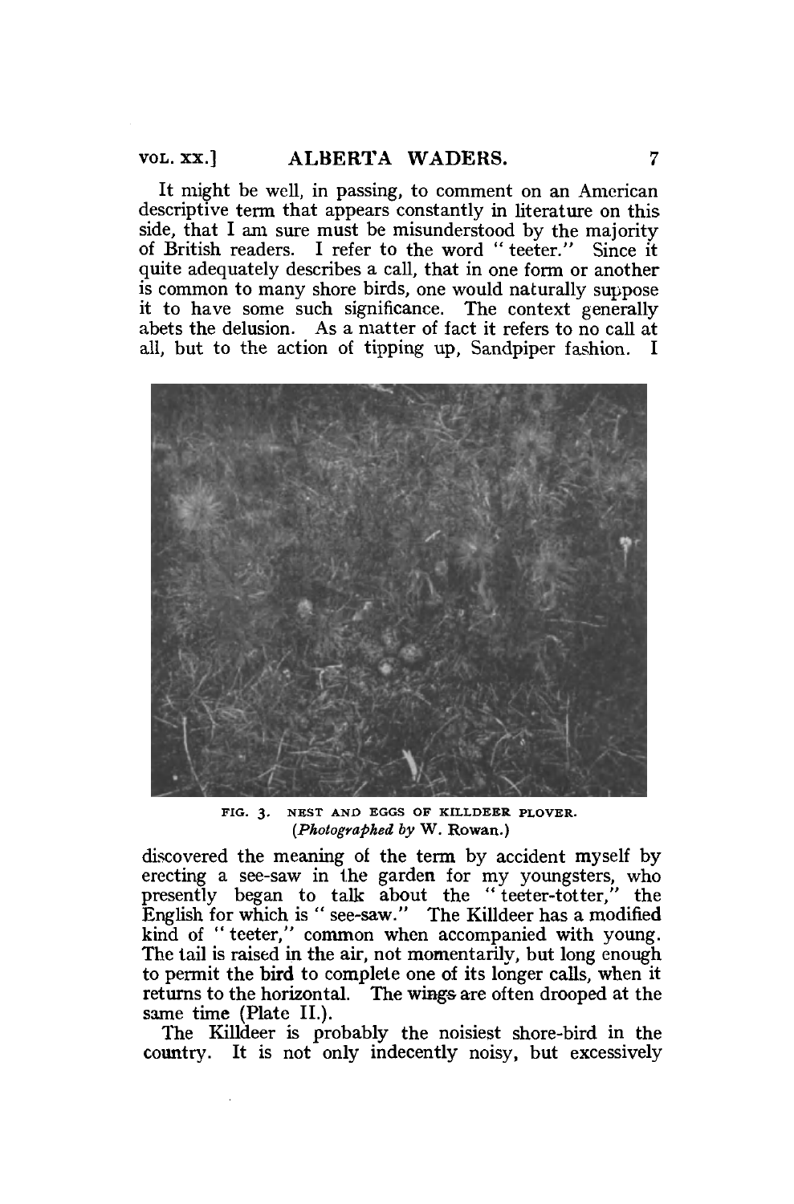It might be well, in passing, to comment on an American descriptive term that appears constantly in literature on this side, that I am sure must be misunderstood by the majority of British readers. I refer to the word "teeter." Since it quite adequately describes a call, that in one form or another is common to many shore birds, one would naturally suppose it to have some such significance. The context generally abets the delusion. As a matter of fact it refers to no call at all, but to the action of tipping up, Sandpiper fashion. I

FIG. 3. NEST AND EGGS OF KILLDEER PLOVER.
(*Photographed by* W. Rowan.)

discovered the meaning of the term by accident myself by erecting a see-saw in the garden for my youngsters, who presently began to talk about the "teeter-totter," the English for which is "see-saw." The Killdeer has a modified kind of "teeter," common when accompanied with young. The tail is raised in the air, not momentarily, but long enough to permit the bird to complete one of its longer calls, when it returns to the horizontal. The wings are often drooped at the same time (Plate II.).

The Killdeer is probably the noisiest shore-bird in the country. It is not only indecently noisy, but excessively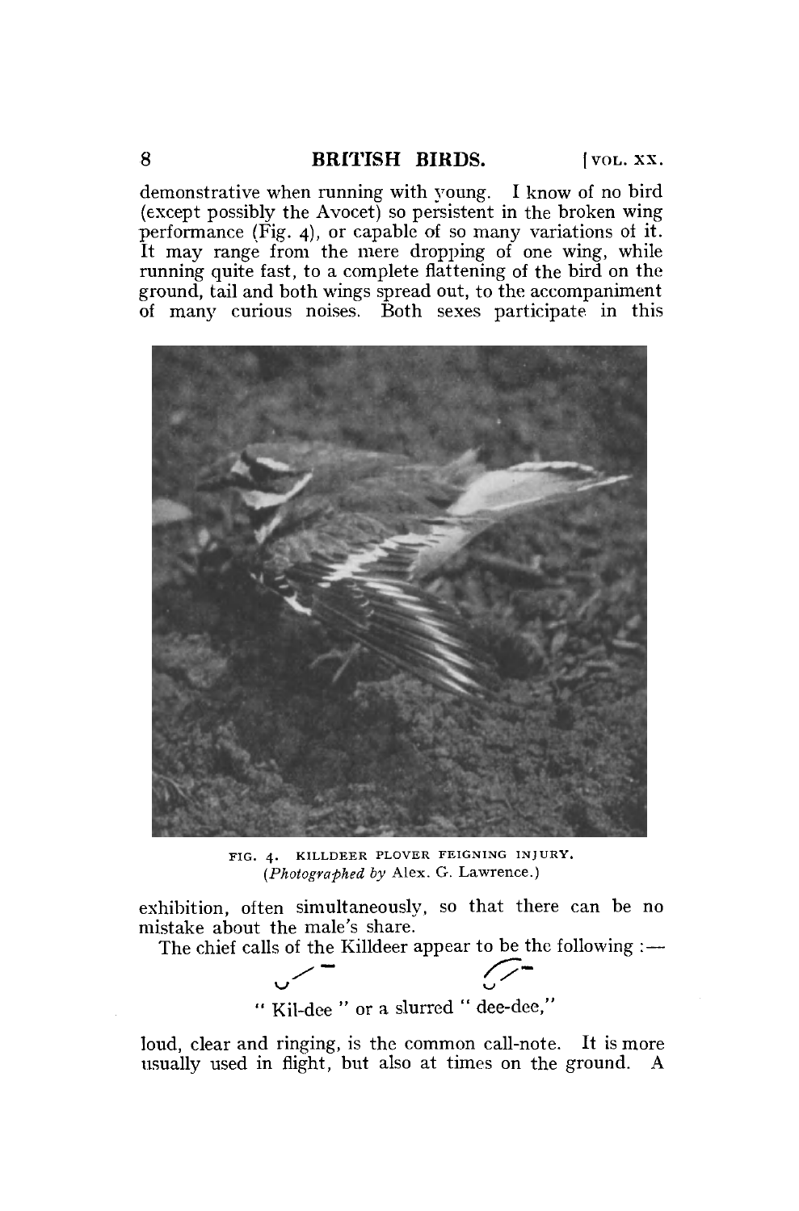demonstrative when running with young. I know of no bird (except possibly the Avocet) so persistent in the broken wing performance (Fig. 4), or capable of so many variations of it. It may range from the mere dropping of one wing, while running quite fast, to a complete flattening of the bird on the ground, tail and both wings spread out, to the accompaniment of many curious noises. Both sexes participate in this

FIG. 4. KILLDEER PLOVER FEIGNING INJURY.
(*Photographed by* Alex. G. Lawrence.)

exhibition, often simultaneously, so that there can be no mistake about the male's share.

The chief calls of the Killdeer appear to be the following :—

" Kil-dee " or a slurred " dee-dee,"

loud, clear and ringing, is the common call-note. It is more usually used in flight, but also at times on the ground. A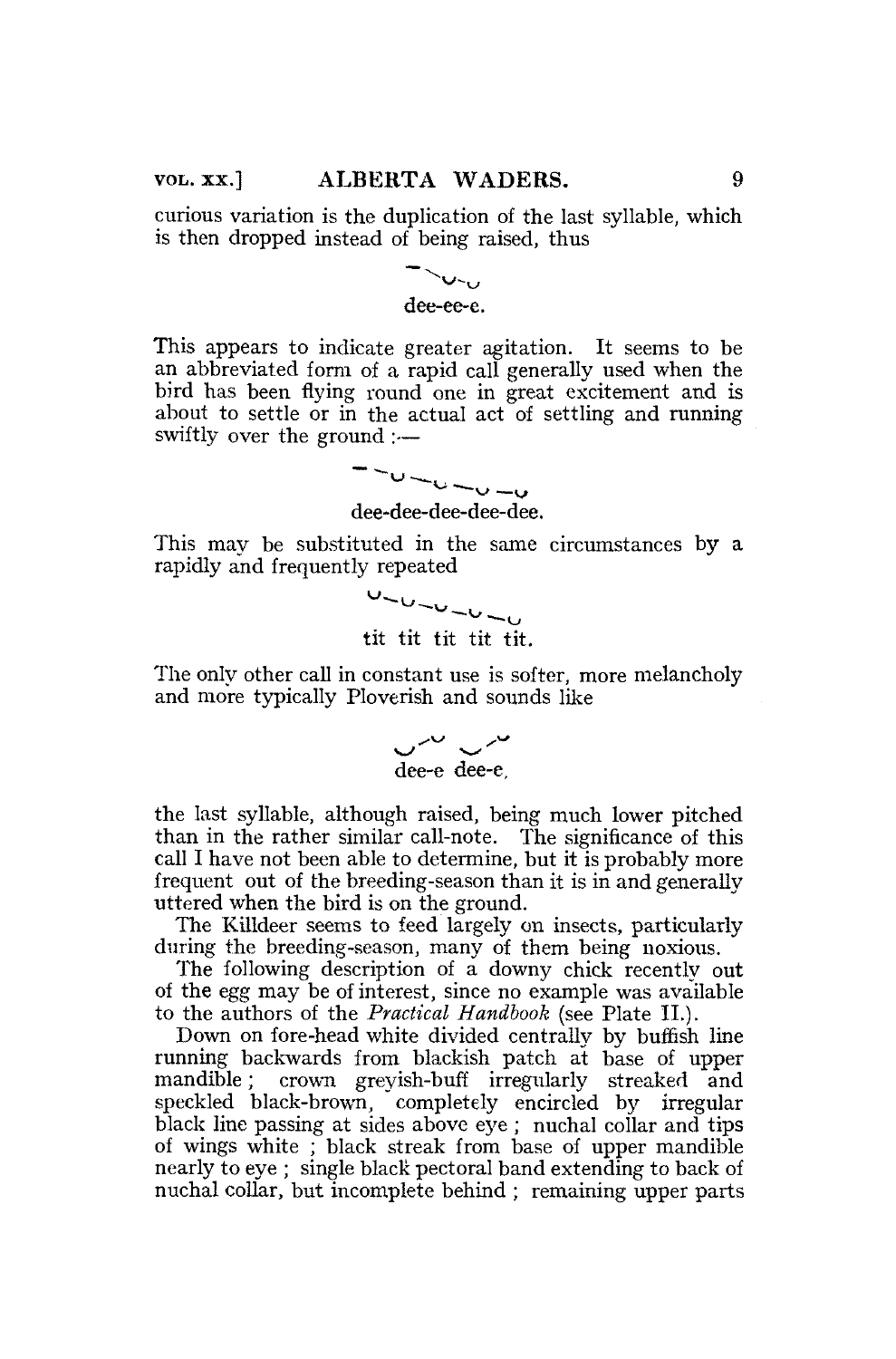curious variation is the duplication of the last syllable, which is then dropped instead of being raised, thus

dee-ee-e.

This appears to indicate greater agitation. It seems to be an abbreviated form of a rapid call generally used when the bird has been flying round one in great excitement and is about to settle or in the actual act of settling and running swiftly over the ground :—

dee-dee-dee-dee-dee.

This may be substituted in the same circumstances by a rapidly and frequently repeated

tit tit tit tit tit.

The only other call in constant use is softer, more melancholy and more typically Ploverish and sounds like

dee-e dee-e,

the last syllable, although raised, being much lower pitched than in the rather similar call-note. The significance of this call I have not been able to determine, but it is probably more frequent out of the breeding-season than it is in and generally uttered when the bird is on the ground.

The Killdeer seems to feed largely on insects, particularly during the breeding-season, many of them being noxious.

The following description of a downy chick recently out of the egg may be of interest, since no example was available to the authors of the *Practical Handbook* (see Plate II.).

Down on fore-head white divided centrally by buffish line running backwards from blackish patch at base of upper mandible ; crown greyish-buff irregularly streaked and speckled black-brown, completely encircled by irregular black line passing at sides above eye ; nuchal collar and tips of wings white ; black streak from base of upper mandible nearly to eye ; single black pectoral band extending to back of nuchal collar, but incomplete behind ; remaining upper parts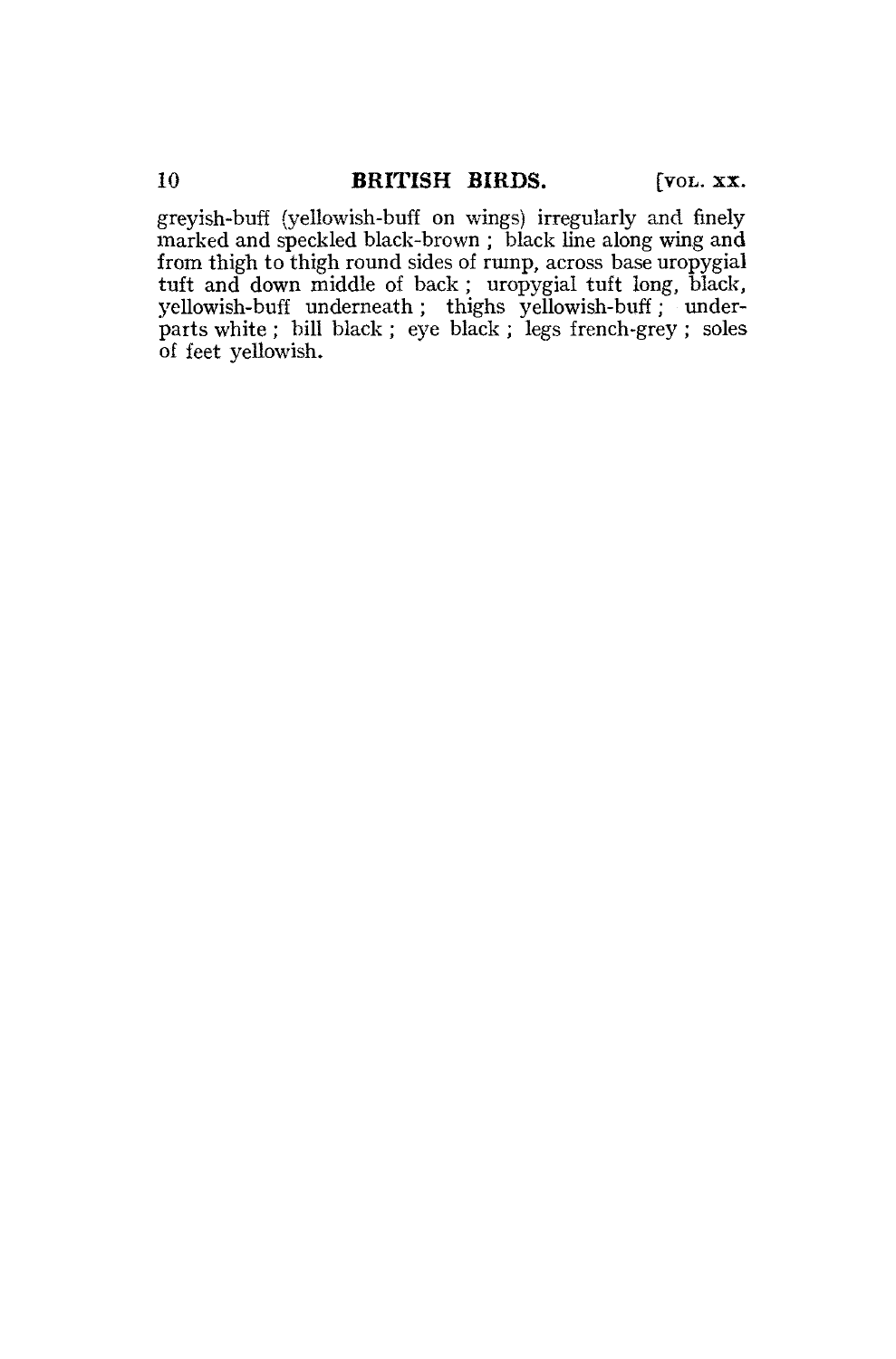greyish-buff (yellowish-buff on wings) irregularly and finely marked and speckled black-brown ; black line along wing and from thigh to thigh round sides of rump, across base uropygial tuft and down middle of back ; uropygial tuft long, black, yellowish-buff underneath ; thighs yellowish-buff ; underparts white ; bill black ; eye black ; legs french-grey ; soles of feet yellowish.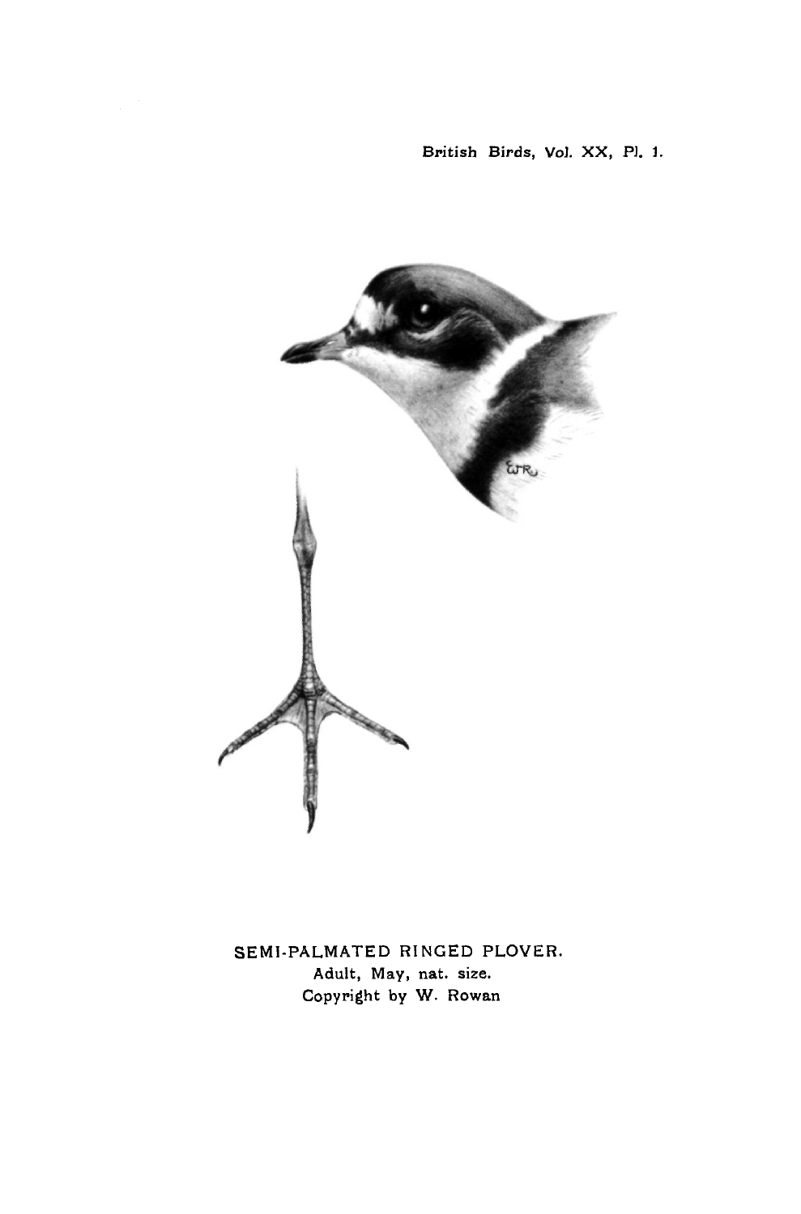SEMI-PALMATED RINGED PLOVER.

Adult, May, nat. size.

Copyright by W. Rowan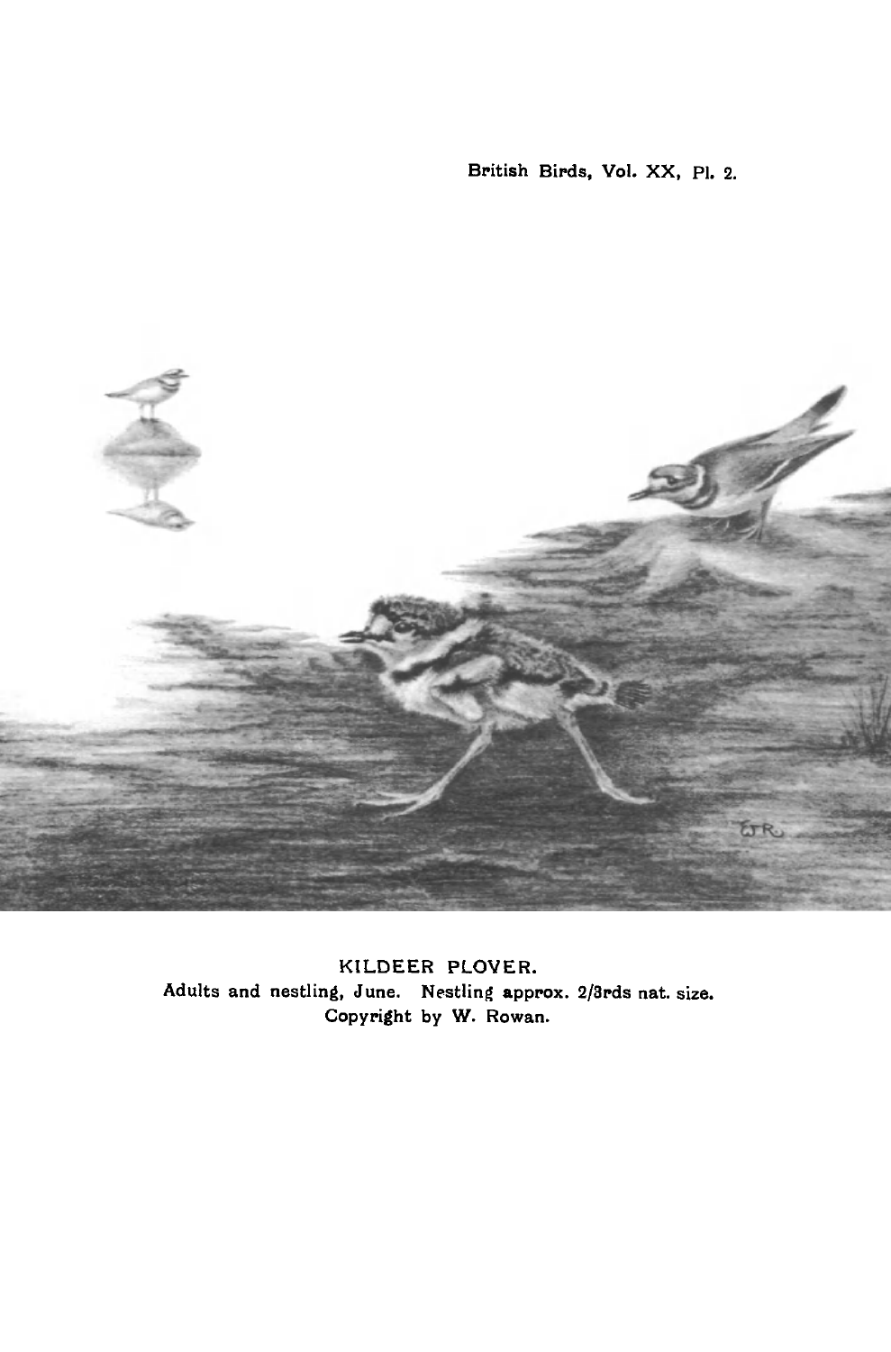KILDEER PLOVER.
Adults and nestling, June. Nestling approx. 2/3rds nat. size.
Copyright by W. Rowan.